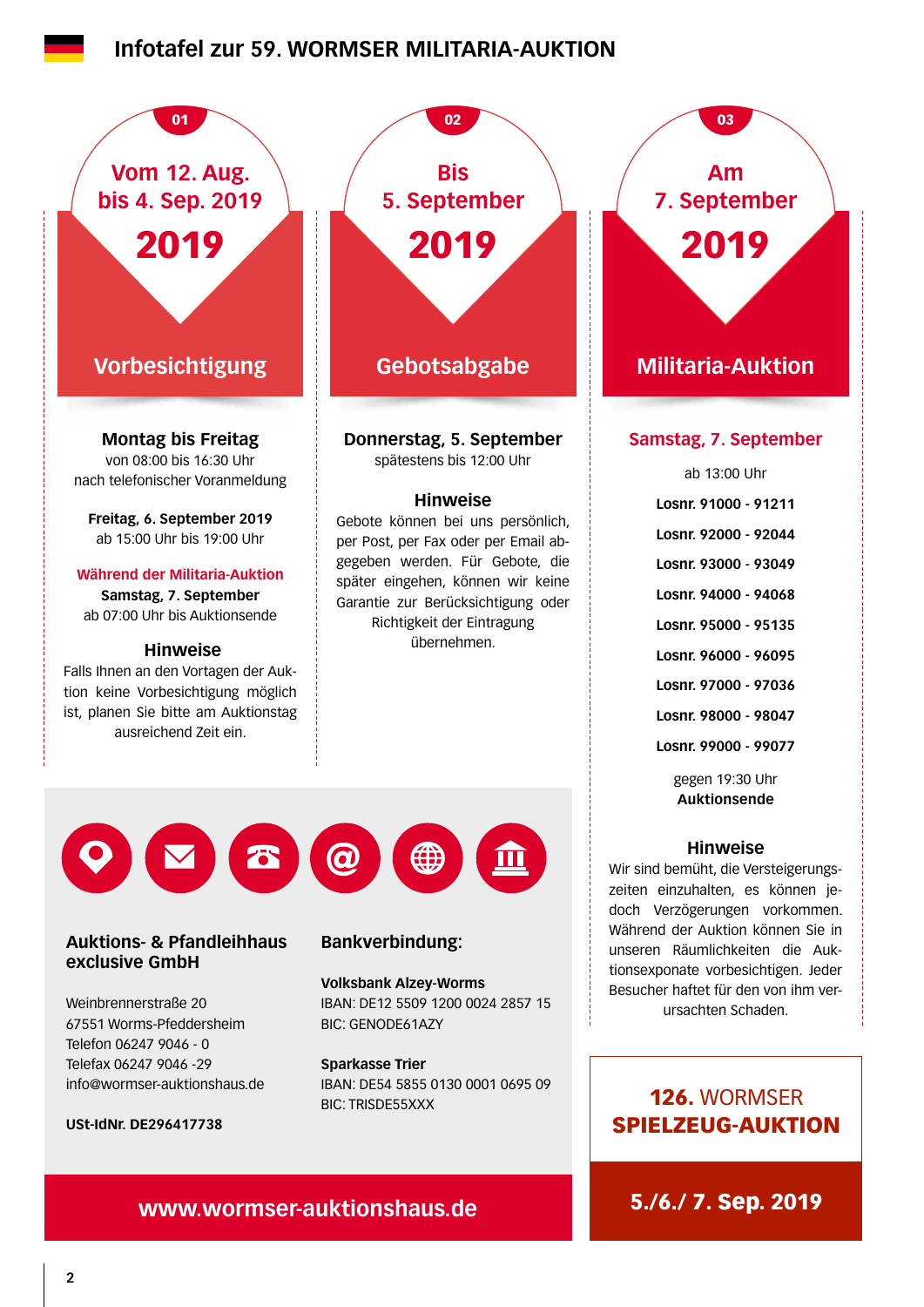# Infotafel zur 59. WORMSER MILITARIA-AUKTION

## 01 — Vom 12. Aug. bis 4. Sep. 2019 — 2019

### Vorbesichtigung

**Montag bis Freitag**
von 08:00 bis 16:30 Uhr
nach telefonischer Voranmeldung

**Freitag, 6. September 2019**
ab 15:00 Uhr bis 19:00 Uhr

**Während der Militaria-Auktion**
**Samstag, 7. September**
ab 07:00 Uhr bis Auktionsende

**Hinweise**

Falls Ihnen an den Vortagen der Auktion keine Vorbesichtigung möglich ist, planen Sie bitte am Auktionstag ausreichend Zeit ein.

## 02 — Bis 5. September — 2019

### Gebotsabgabe

**Donnerstag, 5. September**
spätestens bis 12:00 Uhr

**Hinweise**

Gebote können bei uns persönlich, per Post, per Fax oder per Email abgegeben werden. Für Gebote, die später eingehen, können wir keine Garantie zur Berücksichtigung oder Richtigkeit der Eintragung übernehmen.

## 03 — Am 7. September — 2019

### Militaria-Auktion

**Samstag, 7. September**

ab 13:00 Uhr

**Losnr. 91000 - 91211**

**Losnr. 92000 - 92044**

**Losnr. 93000 - 93049**

**Losnr. 94000 - 94068**

**Losnr. 95000 - 95135**

**Losnr. 96000 - 96095**

**Losnr. 97000 - 97036**

**Losnr. 98000 - 98047**

**Losnr. 99000 - 99077**

gegen 19:30 Uhr
**Auktionsende**

**Hinweise**

Wir sind bemüht, die Versteigerungszeiten einzuhalten, es können jedoch Verzögerungen vorkommen. Während der Auktion können Sie in unseren Räumlichkeiten die Auktionsexponate vorbesichtigen. Jeder Besucher haftet für den von ihm verursachten Schaden.

---

**Auktions- & Pfandleihhaus exclusive GmbH**

Weinbrennerstraße 20
67551 Worms-Pfeddersheim
Telefon 06247 9046 - 0
Telefax 06247 9046 -29
info@wormser-auktionshaus.de

**USt-IdNr. DE296417738**

**Bankverbindung:**

**Volksbank Alzey-Worms**
IBAN: DE12 5509 1200 0024 2857 15
BIC: GENODE61AZY

**Sparkasse Trier**
IBAN: DE54 5855 0130 0001 0695 09
BIC: TRISDE55XXX

**www.wormser-auktionshaus.de**

---

**126. WORMSER SPIELZEUG-AUKTION**

**5./6./ 7. Sep. 2019**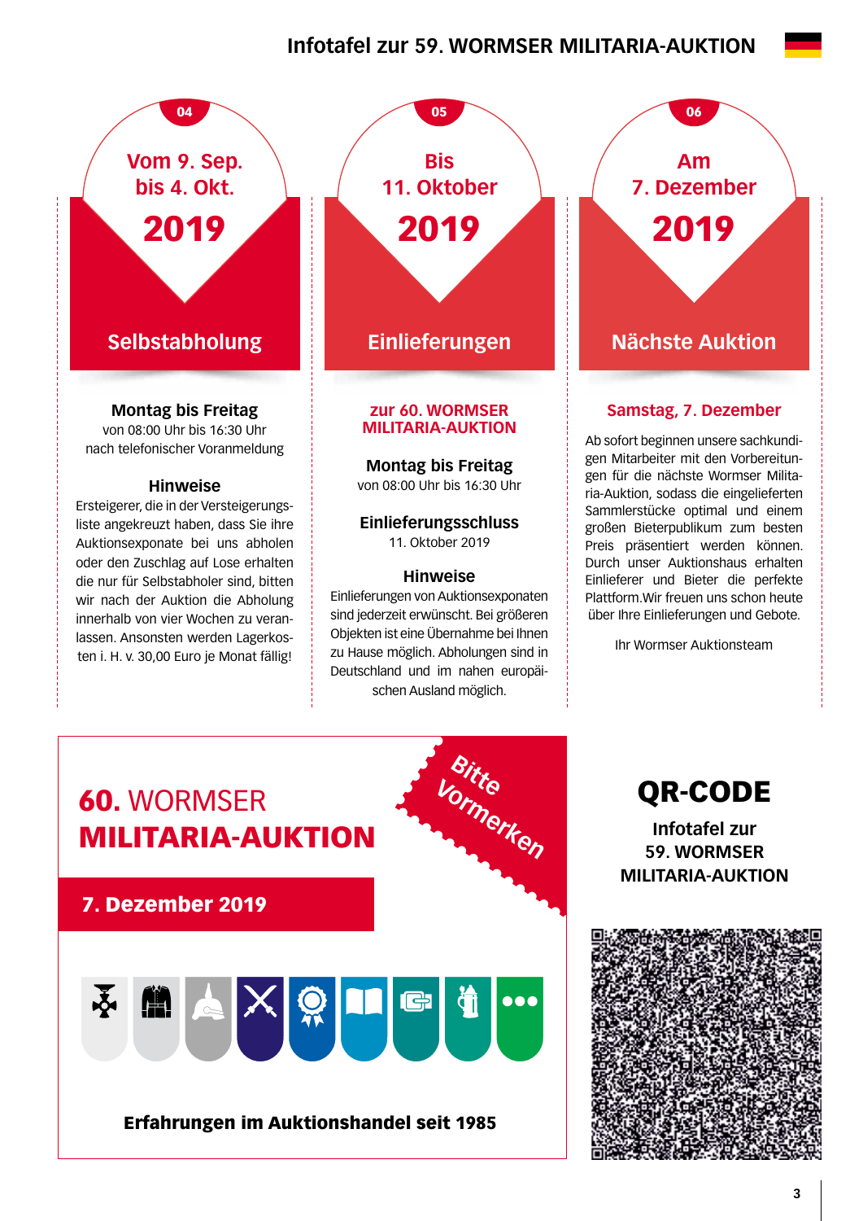# Infotafel zur 59. WORMSER MILITARIA-AUKTION

## 04

**Vom 9. Sep. bis 4. Okt. 2019**

### Selbstabholung

**Montag bis Freitag**
von 08:00 Uhr bis 16:30 Uhr
nach telefonischer Voranmeldung

**Hinweise**

Ersteigerer, die in der Versteigerungsliste angekreuzt haben, dass Sie ihre Auktionsexponate bei uns abholen oder den Zuschlag auf Lose erhalten die nur für Selbstabholer sind, bitten wir nach der Auktion die Abholung innerhalb von vier Wochen zu veranlassen. Ansonsten werden Lagerkosten i. H. v. 30,00 Euro je Monat fällig!

## 05

**Bis 11. Oktober 2019**

### Einlieferungen

**zur 60. WORMSER MILITARIA-AUKTION**

**Montag bis Freitag**
von 08:00 Uhr bis 16:30 Uhr

**Einlieferungsschluss**
11. Oktober 2019

**Hinweise**

Einlieferungen von Auktionsexponaten sind jederzeit erwünscht. Bei größeren Objekten ist eine Übernahme bei Ihnen zu Hause möglich. Abholungen sind in Deutschland und im nahen europäischen Ausland möglich.

## 06

**Am 7. Dezember 2019**

### Nächste Auktion

**Samstag, 7. Dezember**

Ab sofort beginnen unsere sachkundigen Mitarbeiter mit den Vorbereitungen für die nächste Wormser Militaria-Auktion, sodass die eingelieferten Sammlerstücke optimal und einem großen Bieterpublikum zum besten Preis präsentiert werden können. Durch unser Auktionshaus erhalten Einlieferer und Bieter die perfekte Plattform.Wir freuen uns schon heute über Ihre Einlieferungen und Gebote.

Ihr Wormser Auktionsteam

---

## **60.** WORMSER **MILITARIA-AUKTION**

*Bitte Vormerken*

**7. Dezember 2019**

**Erfahrungen im Auktionshandel seit 1985**

## QR-CODE

**Infotafel zur 59. WORMSER MILITARIA-AUKTION**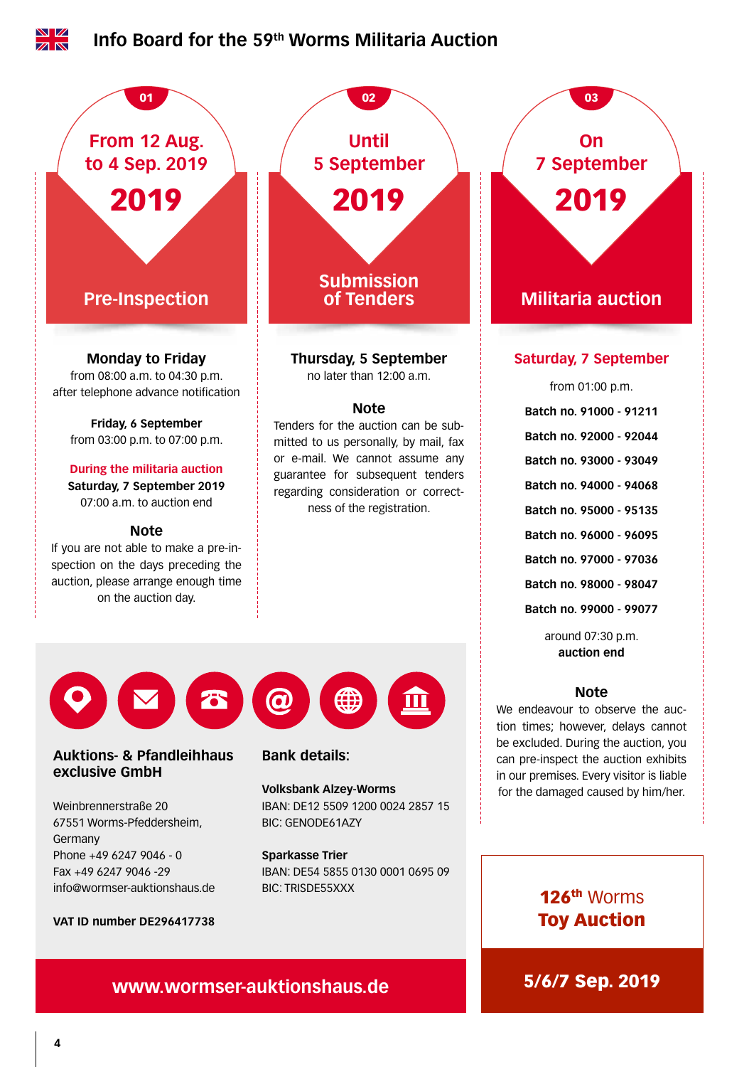# Info Board for the 59th Worms Militaria Auction

## 01 — From 12 Aug. to 4 Sep. 2019

**2019**

### Pre-Inspection

**Monday to Friday**
from 08:00 a.m. to 04:30 p.m.
after telephone advance notification

**Friday, 6 September**
from 03:00 p.m. to 07:00 p.m.

**During the militaria auction**
**Saturday, 7 September 2019**
07:00 a.m. to auction end

**Note**
If you are not able to make a pre-inspection on the days preceding the auction, please arrange enough time on the auction day.

## 02 — Until 5 September

**2019**

### Submission of Tenders

**Thursday, 5 September**
no later than 12:00 a.m.

**Note**
Tenders for the auction can be submitted to us personally, by mail, fax or e-mail. We cannot assume any guarantee for subsequent tenders regarding consideration or correctness of the registration.

## 03 — On 7 September

**2019**

### Militaria auction

**Saturday, 7 September**

from 01:00 p.m.

**Batch no. 91000 - 91211**

**Batch no. 92000 - 92044**

**Batch no. 93000 - 93049**

**Batch no. 94000 - 94068**

**Batch no. 95000 - 95135**

**Batch no. 96000 - 96095**

**Batch no. 97000 - 97036**

**Batch no. 98000 - 98047**

**Batch no. 99000 - 99077**

around 07:30 p.m.
**auction end**

**Note**
We endeavour to observe the auction times; however, delays cannot be excluded. During the auction, you can pre-inspect the auction exhibits in our premises. Every visitor is liable for the damaged caused by him/her.

---

**Auktions- & Pfandleihhaus exclusive GmbH**

Weinbrennerstraße 20
67551 Worms-Pfeddersheim,
Germany
Phone +49 6247 9046 - 0
Fax +49 6247 9046 -29
info@wormser-auktionshaus.de

**VAT ID number DE296417738**

**Bank details:**

**Volksbank Alzey-Worms**
IBAN: DE12 5509 1200 0024 2857 15
BIC: GENODE61AZY

**Sparkasse Trier**
IBAN: DE54 5855 0130 0001 0695 09
BIC: TRISDE55XXX

**www.wormser-auktionshaus.de**

**126th Worms Toy Auction**

**5/6/7 Sep. 2019**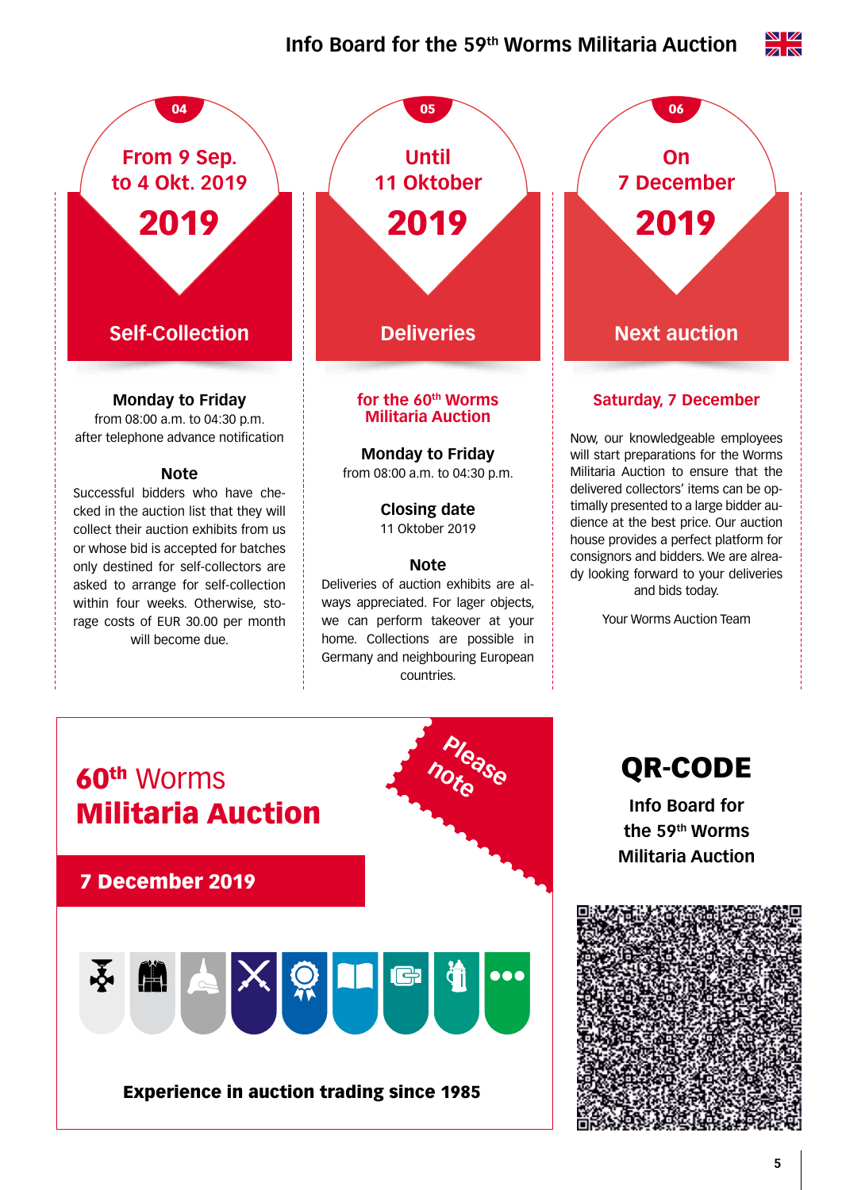# Info Board for the 59th Worms Militaria Auction

## 04

From 9 Sep. to 4 Okt. 2019

**2019**

### Self-Collection

**Monday to Friday**
from 08:00 a.m. to 04:30 p.m.
after telephone advance notification

**Note**

Successful bidders who have checked in the auction list that they will collect their auction exhibits from us or whose bid is accepted for batches only destined for self-collectors are asked to arrange for self-collection within four weeks. Otherwise, storage costs of EUR 30.00 per month will become due.

## 05

Until 11 Oktober

**2019**

### Deliveries

**for the 60th Worms Militaria Auction**

**Monday to Friday**
from 08:00 a.m. to 04:30 p.m.

**Closing date**
11 Oktober 2019

**Note**

Deliveries of auction exhibits are always appreciated. For lager objects, we can perform takeover at your home. Collections are possible in Germany and neighbouring European countries.

## 06

On 7 December

**2019**

### Next auction

**Saturday, 7 December**

Now, our knowledgeable employees will start preparations for the Worms Militaria Auction to ensure that the delivered collectors' items can be optimally presented to a large bidder audience at the best price. Our auction house provides a perfect platform for consignors and bidders. We are already looking forward to your deliveries and bids today.

Your Worms Auction Team

---

**60th Worms Militaria Auction**

Please note

**7 December 2019**

**Experience in auction trading since 1985**

## QR-CODE

**Info Board for the 59th Worms Militaria Auction**